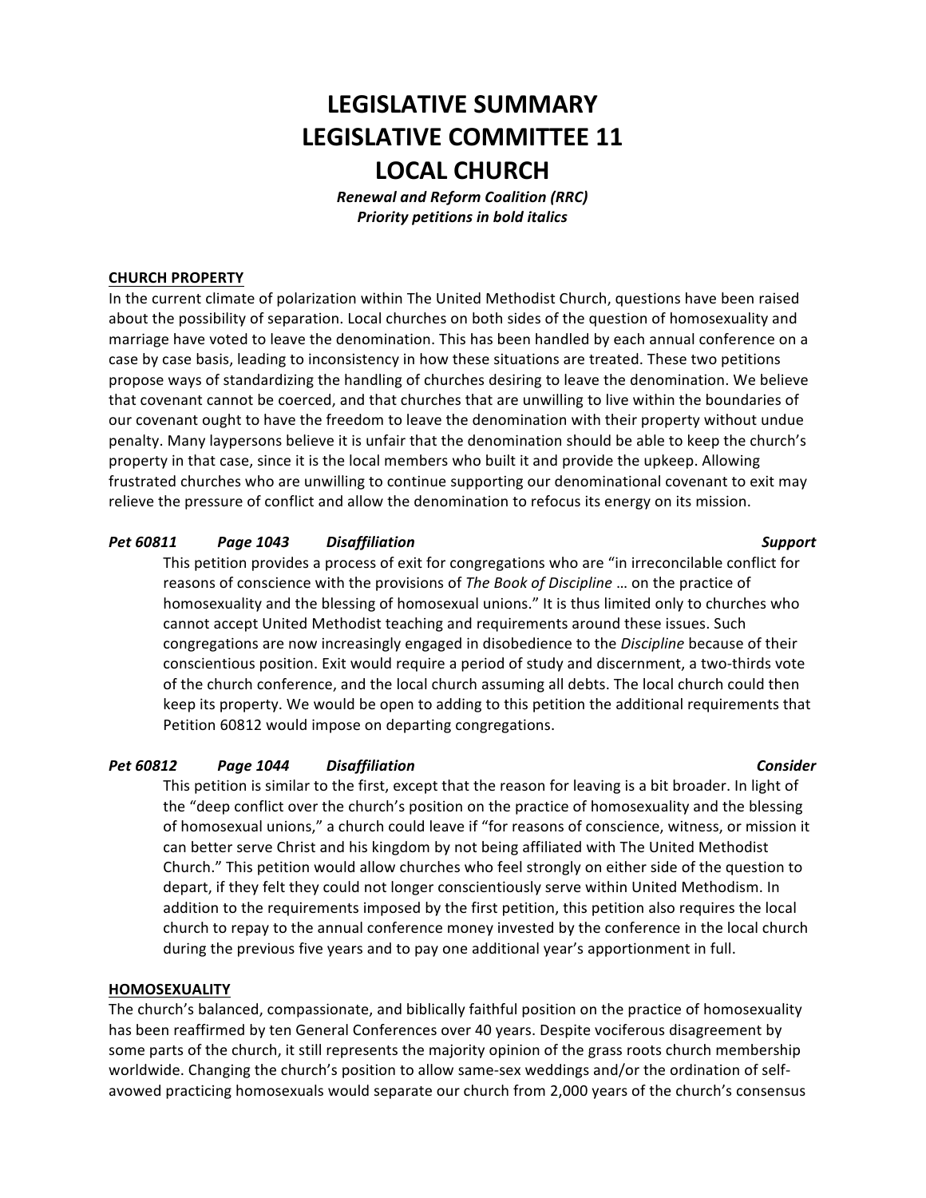# LEGISLATIVE SUMMARY
# LEGISLATIVE COMMITTEE 11
# LOCAL CHURCH

***Renewal and Reform Coalition (RRC)***
***Priority petitions in bold italics***

**CHURCH PROPERTY**

In the current climate of polarization within The United Methodist Church, questions have been raised about the possibility of separation. Local churches on both sides of the question of homosexuality and marriage have voted to leave the denomination. This has been handled by each annual conference on a case by case basis, leading to inconsistency in how these situations are treated. These two petitions propose ways of standardizing the handling of churches desiring to leave the denomination. We believe that covenant cannot be coerced, and that churches that are unwilling to live within the boundaries of our covenant ought to have the freedom to leave the denomination with their property without undue penalty. Many laypersons believe it is unfair that the denomination should be able to keep the church's property in that case, since it is the local members who built it and provide the upkeep. Allowing frustrated churches who are unwilling to continue supporting our denominational covenant to exit may relieve the pressure of conflict and allow the denomination to refocus its energy on its mission.

***Pet 60811 Page 1043 Disaffiliation Support***

This petition provides a process of exit for congregations who are "in irreconcilable conflict for reasons of conscience with the provisions of *The Book of Discipline* … on the practice of homosexuality and the blessing of homosexual unions." It is thus limited only to churches who cannot accept United Methodist teaching and requirements around these issues. Such congregations are now increasingly engaged in disobedience to the *Discipline* because of their conscientious position. Exit would require a period of study and discernment, a two-thirds vote of the church conference, and the local church assuming all debts. The local church could then keep its property. We would be open to adding to this petition the additional requirements that Petition 60812 would impose on departing congregations.

***Pet 60812 Page 1044 Disaffiliation Consider***

This petition is similar to the first, except that the reason for leaving is a bit broader. In light of the "deep conflict over the church's position on the practice of homosexuality and the blessing of homosexual unions," a church could leave if "for reasons of conscience, witness, or mission it can better serve Christ and his kingdom by not being affiliated with The United Methodist Church." This petition would allow churches who feel strongly on either side of the question to depart, if they felt they could not longer conscientiously serve within United Methodism. In addition to the requirements imposed by the first petition, this petition also requires the local church to repay to the annual conference money invested by the conference in the local church during the previous five years and to pay one additional year's apportionment in full.

**HOMOSEXUALITY**

The church's balanced, compassionate, and biblically faithful position on the practice of homosexuality has been reaffirmed by ten General Conferences over 40 years. Despite vociferous disagreement by some parts of the church, it still represents the majority opinion of the grass roots church membership worldwide. Changing the church's position to allow same-sex weddings and/or the ordination of self-avowed practicing homosexuals would separate our church from 2,000 years of the church's consensus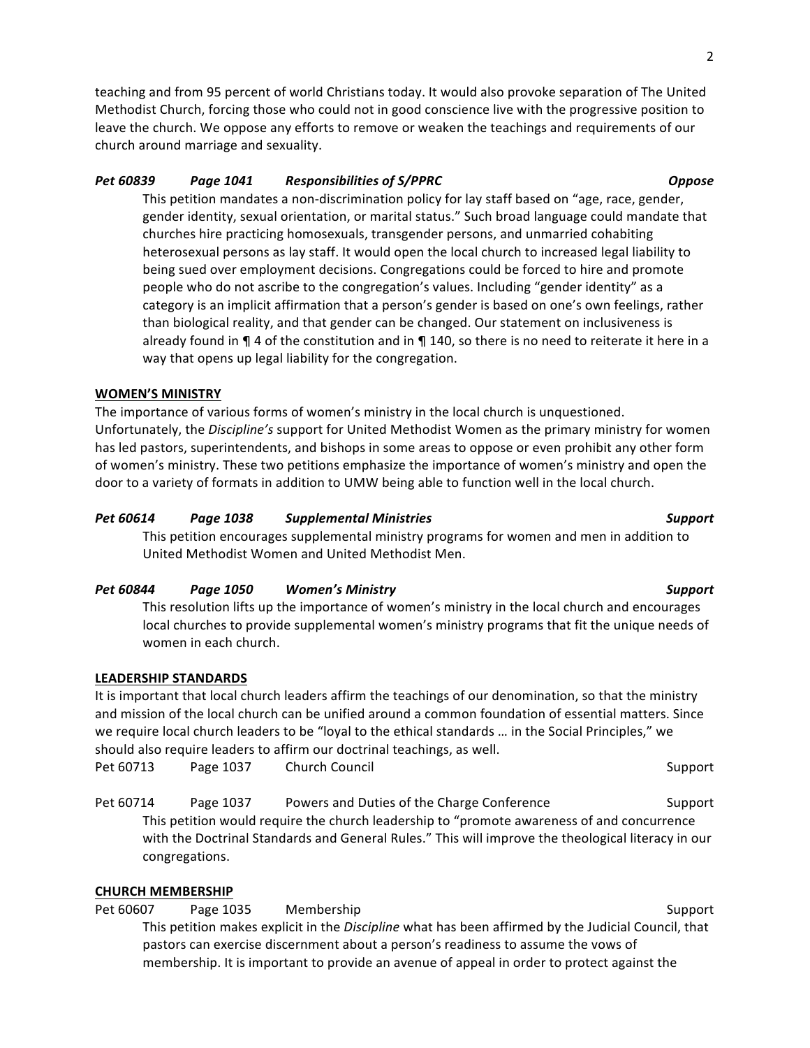teaching and from 95 percent of world Christians today. It would also provoke separation of The United Methodist Church, forcing those who could not in good conscience live with the progressive position to leave the church. We oppose any efforts to remove or weaken the teachings and requirements of our church around marriage and sexuality.

***Pet 60839    Page 1041    Responsibilities of S/PPRC    Oppose***

This petition mandates a non-discrimination policy for lay staff based on "age, race, gender, gender identity, sexual orientation, or marital status." Such broad language could mandate that churches hire practicing homosexuals, transgender persons, and unmarried cohabiting heterosexual persons as lay staff. It would open the local church to increased legal liability to being sued over employment decisions. Congregations could be forced to hire and promote people who do not ascribe to the congregation's values. Including "gender identity" as a category is an implicit affirmation that a person's gender is based on one's own feelings, rather than biological reality, and that gender can be changed. Our statement on inclusiveness is already found in ¶ 4 of the constitution and in ¶ 140, so there is no need to reiterate it here in a way that opens up legal liability for the congregation.

**WOMEN'S MINISTRY**

The importance of various forms of women's ministry in the local church is unquestioned. Unfortunately, the *Discipline's* support for United Methodist Women as the primary ministry for women has led pastors, superintendents, and bishops in some areas to oppose or even prohibit any other form of women's ministry. These two petitions emphasize the importance of women's ministry and open the door to a variety of formats in addition to UMW being able to function well in the local church.

***Pet 60614    Page 1038    Supplemental Ministries    Support***

This petition encourages supplemental ministry programs for women and men in addition to United Methodist Women and United Methodist Men.

***Pet 60844    Page 1050    Women's Ministry    Support***

This resolution lifts up the importance of women's ministry in the local church and encourages local churches to provide supplemental women's ministry programs that fit the unique needs of women in each church.

**LEADERSHIP STANDARDS**

It is important that local church leaders affirm the teachings of our denomination, so that the ministry and mission of the local church can be unified around a common foundation of essential matters. Since we require local church leaders to be "loyal to the ethical standards … in the Social Principles," we should also require leaders to affirm our doctrinal teachings, as well.

Pet 60713    Page 1037    Church Council    Support

Pet 60714    Page 1037    Powers and Duties of the Charge Conference    Support

This petition would require the church leadership to "promote awareness of and concurrence with the Doctrinal Standards and General Rules." This will improve the theological literacy in our congregations.

**CHURCH MEMBERSHIP**

Pet 60607    Page 1035    Membership    Support

This petition makes explicit in the *Discipline* what has been affirmed by the Judicial Council, that pastors can exercise discernment about a person's readiness to assume the vows of membership. It is important to provide an avenue of appeal in order to protect against the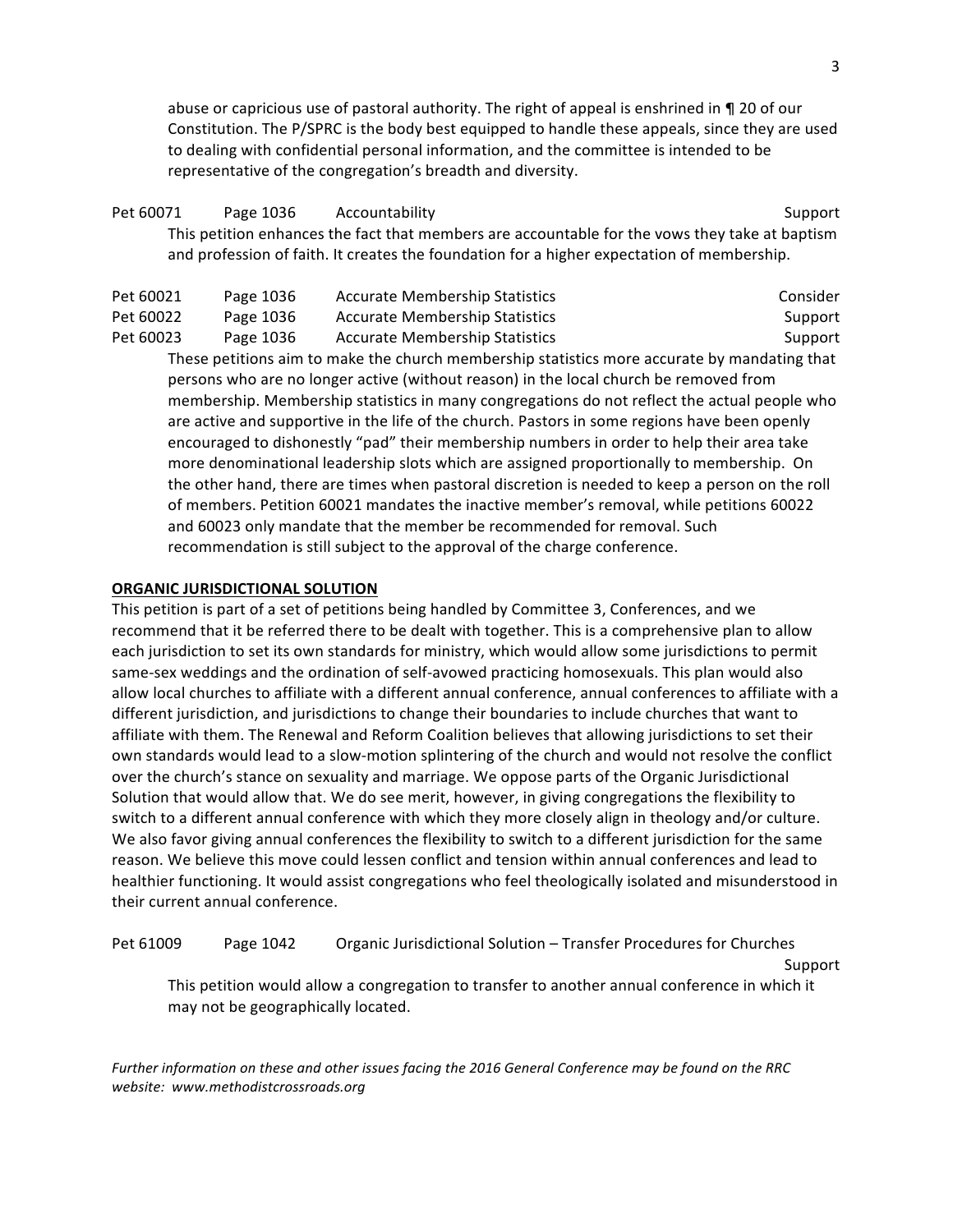abuse or capricious use of pastoral authority. The right of appeal is enshrined in ¶ 20 of our Constitution. The P/SPRC is the body best equipped to handle these appeals, since they are used to dealing with confidential personal information, and the committee is intended to be representative of the congregation's breadth and diversity.

Pet 60071 Page 1036 Accountability Support

This petition enhances the fact that members are accountable for the vows they take at baptism and profession of faith. It creates the foundation for a higher expectation of membership.

Pet 60021 Page 1036 Accurate Membership Statistics Consider

Pet 60022 Page 1036 Accurate Membership Statistics Support

Pet 60023 Page 1036 Accurate Membership Statistics Support

These petitions aim to make the church membership statistics more accurate by mandating that persons who are no longer active (without reason) in the local church be removed from membership. Membership statistics in many congregations do not reflect the actual people who are active and supportive in the life of the church. Pastors in some regions have been openly encouraged to dishonestly "pad" their membership numbers in order to help their area take more denominational leadership slots which are assigned proportionally to membership. On the other hand, there are times when pastoral discretion is needed to keep a person on the roll of members. Petition 60021 mandates the inactive member's removal, while petitions 60022 and 60023 only mandate that the member be recommended for removal. Such recommendation is still subject to the approval of the charge conference.

**ORGANIC JURISDICTIONAL SOLUTION**

This petition is part of a set of petitions being handled by Committee 3, Conferences, and we recommend that it be referred there to be dealt with together. This is a comprehensive plan to allow each jurisdiction to set its own standards for ministry, which would allow some jurisdictions to permit same-sex weddings and the ordination of self-avowed practicing homosexuals. This plan would also allow local churches to affiliate with a different annual conference, annual conferences to affiliate with a different jurisdiction, and jurisdictions to change their boundaries to include churches that want to affiliate with them. The Renewal and Reform Coalition believes that allowing jurisdictions to set their own standards would lead to a slow-motion splintering of the church and would not resolve the conflict over the church's stance on sexuality and marriage. We oppose parts of the Organic Jurisdictional Solution that would allow that. We do see merit, however, in giving congregations the flexibility to switch to a different annual conference with which they more closely align in theology and/or culture. We also favor giving annual conferences the flexibility to switch to a different jurisdiction for the same reason. We believe this move could lessen conflict and tension within annual conferences and lead to healthier functioning. It would assist congregations who feel theologically isolated and misunderstood in their current annual conference.

Pet 61009 Page 1042 Organic Jurisdictional Solution – Transfer Procedures for Churches Support

This petition would allow a congregation to transfer to another annual conference in which it may not be geographically located.

*Further information on these and other issues facing the 2016 General Conference may be found on the RRC website: www.methodistcrossroads.org*